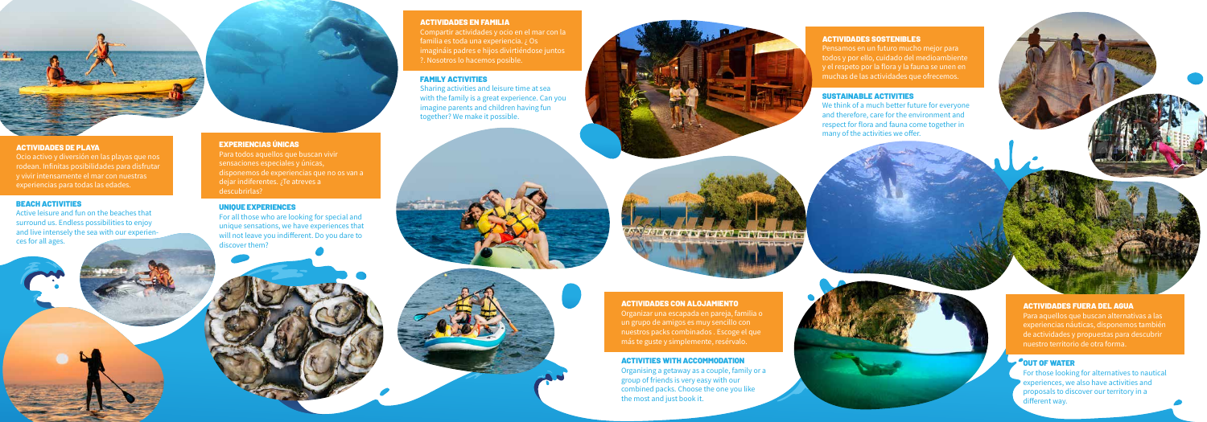## ACTIVIDADES DE PLAYA

Ocio activo y diversión en las playas que nos rodean. Infinitas posibilidades para disfrutar y vivir intensamente el mar con nuestras experiencias para todas las edades.

## BEACH ACTIVITIES

Active leisure and fun on the beaches that surround us. Endless possibilities to enjoy and live intensely the sea with our experiences for all ages.

## EXPERIENCIAS ÚNICAS

Para todos aquellos que buscan vivir sensaciones especiales y únicas, disponemos de experiencias que no os van a dejar indiferentes. ¿Te atreves a descubrirlas?

## UNIQUE EXPERIENCES

For all those who are looking for special and unique sensations, we have experiences that will not leave you indifferent. Do you dare to discover them?

## ACTIVIDADES EN FAMILIA

Compartir actividades y ocio en el mar con la familia es toda una experiencia. ¿ Os imagináis padres e hijos divirtiéndose juntos ?. Nosotros lo hacemos posible.

## FAMILY ACTIVITIES

Sharing activities and leisure time at sea with the family is a great experience. Can you imagine parents and children having fun together? We make it possible.

## ACTIVIDADES SOSTENIBLES

Pensamos en un futuro mucho mejor para todos y por ello, cuidado del medioambiente y el respeto por la flora y la fauna se unen en muchas de las actividades que ofrecemos.

## SUSTAINABLE ACTIVITIES

We think of a much better future for everyone and therefore, care for the environment and respect for flora and fauna come together in many of the activities we offer.

## ACTIVIDADES CON ALOJAMIENTO

Organizar una escapada en pareja, familia o un grupo de amigos es muy sencillo con nuestros packs combinados . Escoge el que más te guste y simplemente, resérvalo.

## ACTIVITIES WITH ACCOMMODATION

Organising a getaway as a couple, family or a group of friends is very easy with our combined packs. Choose the one you like the most and just book it.

## ACTIVIDADES FUERA DEL AGUA

Para aquellos que buscan alternativas a las experiencias náuticas, disponemos también de actividades y propuestas para descubrir nuestro territorio de otra forma.

## OUT OF WATER

For those looking for alternatives to nautical experiences, we also have activities and proposals to discover our territory in a different way.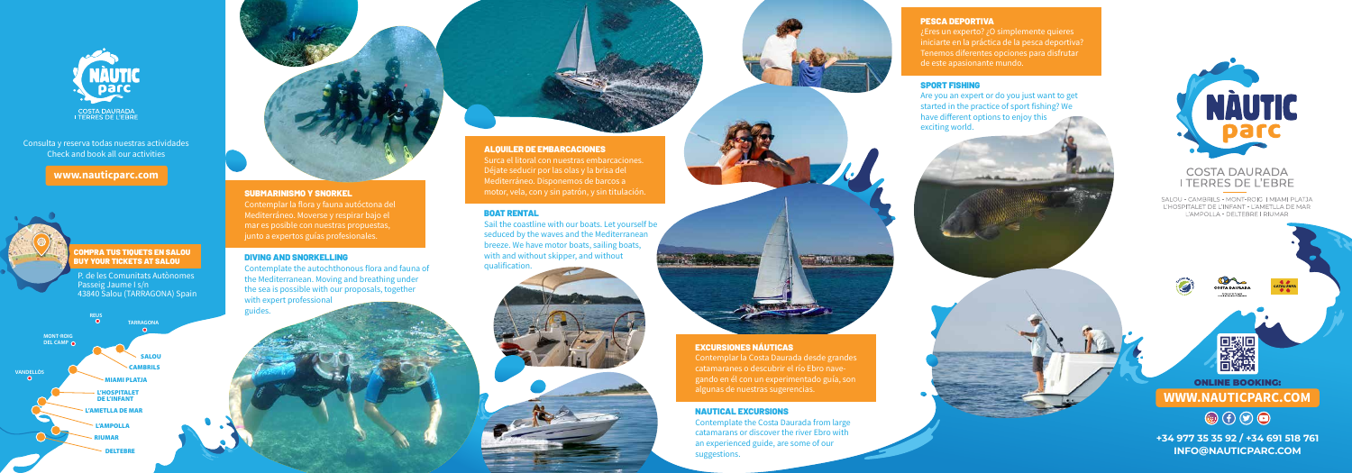NÀUTIC parc

COSTA DAURADA I TERRES DE L'EBRE

Consulta y reserva todas nuestras actividades
Check and book all our activities

**www.nauticparc.com**

**COMPRA TUS TIQUETS EN SALOU**
**BUY YOUR TICKETS AT SALOU**

P. de les Comunitats Autònomes
Passeig Jaume I s/n
43840 Salou (TARRAGONA) Spain

REUS
TARRAGONA
MONT-ROIG DEL CAMP
VANDELLÒS
SALOU
CAMBRILS
MIAMI PLATJA
L'HOSPITALET DE L'INFANT
L'AMETLLA DE MAR
L'AMPOLLA
RIUMAR
DELTEBRE

## SUBMARINISMO Y SNORKEL

Contemplar la flora y fauna autóctona del Mediterráneo. Moverse y respirar bajo el mar es posible con nuestras propuestas, junto a expertos guías profesionales.

## DIVING AND SNORKELLING

Contemplate the autochthonous flora and fauna of the Mediterranean. Moving and breathing under the sea is possible with our proposals, together with expert professional guides.

## ALQUILER DE EMBARCACIONES

Surca el litoral con nuestras embarcaciones. Déjate seducir por las olas y la brisa del Mediterráneo. Disponemos de barcos a motor, vela, con y sin patrón, y sin titulación.

## BOAT RENTAL

Sail the coastline with our boats. Let yourself be seduced by the waves and the Mediterranean breeze. We have motor boats, sailing boats, with and without skipper, and without qualification.

## EXCURSIONES NÁUTICAS

Contemplar la Costa Daurada desde grandes catamaranes o descubrir el río Ebro navegando en él con un experimentado guía, son algunas de nuestras sugerencias.

## NAUTICAL EXCURSIONS

Contemplate the Costa Daurada from large catamarans or discover the river Ebro with an experienced guide, are some of our suggestions.

## PESCA DEPORTIVA

¿Eres un experto? ¿O simplemente quieres iniciarte en la práctica de la pesca deportiva? Tenemos diferentes opciones para disfrutar de este apasionante mundo.

## SPORT FISHING

Are you an expert or do you just want to get started in the practice of sport fishing? We have different options to enjoy this exciting world.

NÀUTIC parc

COSTA DAURADA I TERRES DE L'EBRE

SALOU • CAMBRILS • MONT-ROIG | MIAMI PLATJA
L'HOSPITALET DE L'INFANT • L'AMETLLA DE MAR
L'AMPOLLA • DELTEBRE | RIUMAR

**ONLINE BOOKING:**
**WWW.NAUTICPARC.COM**

**+34 977 35 35 92 / +34 691 518 761**
**INFO@NAUTICPARC.COM**